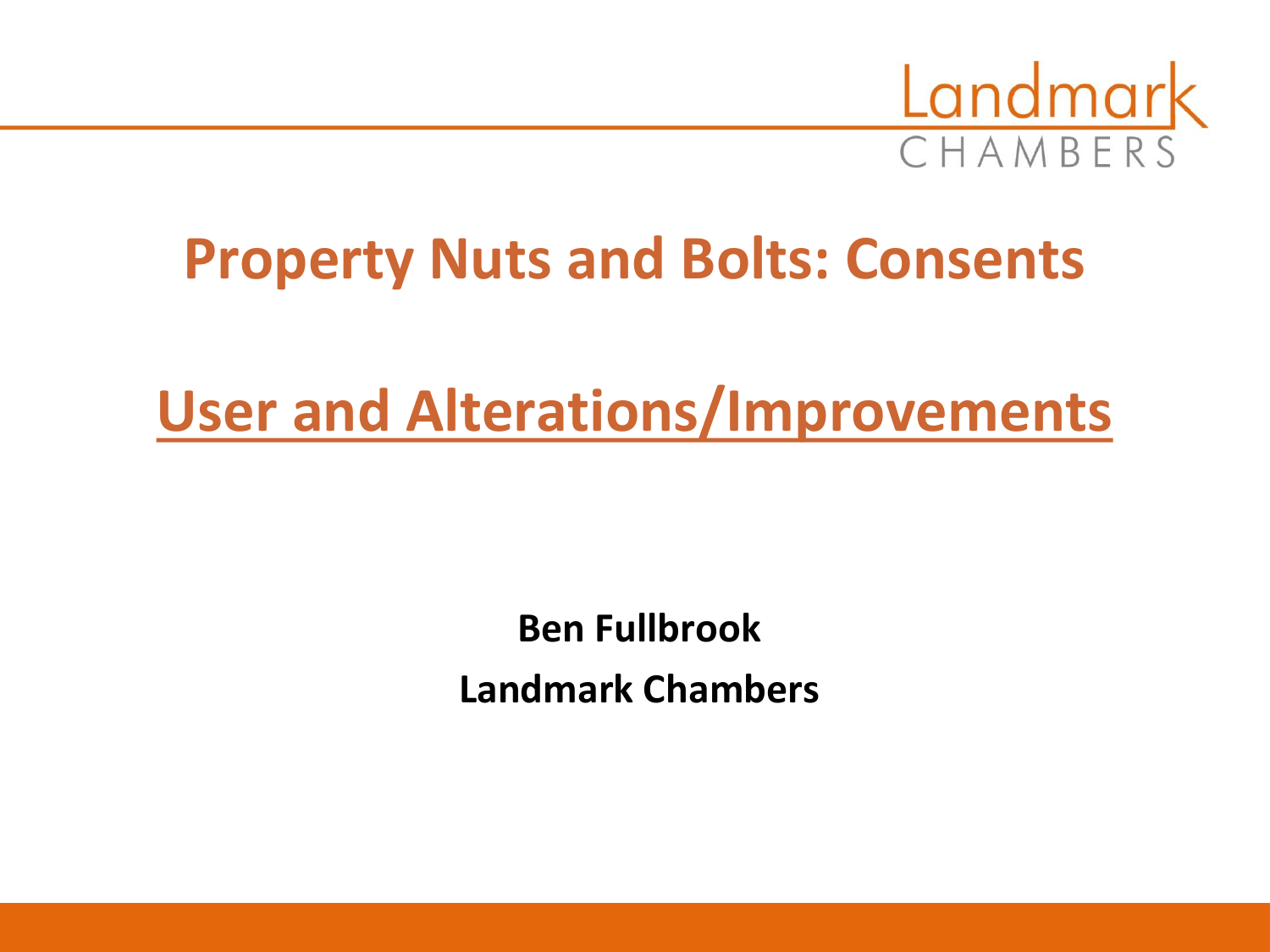# Property Nuts and Bolts: Consents

## User and Alterations/Improvements

**Ben Fullbrook**

**Landmark Chambers**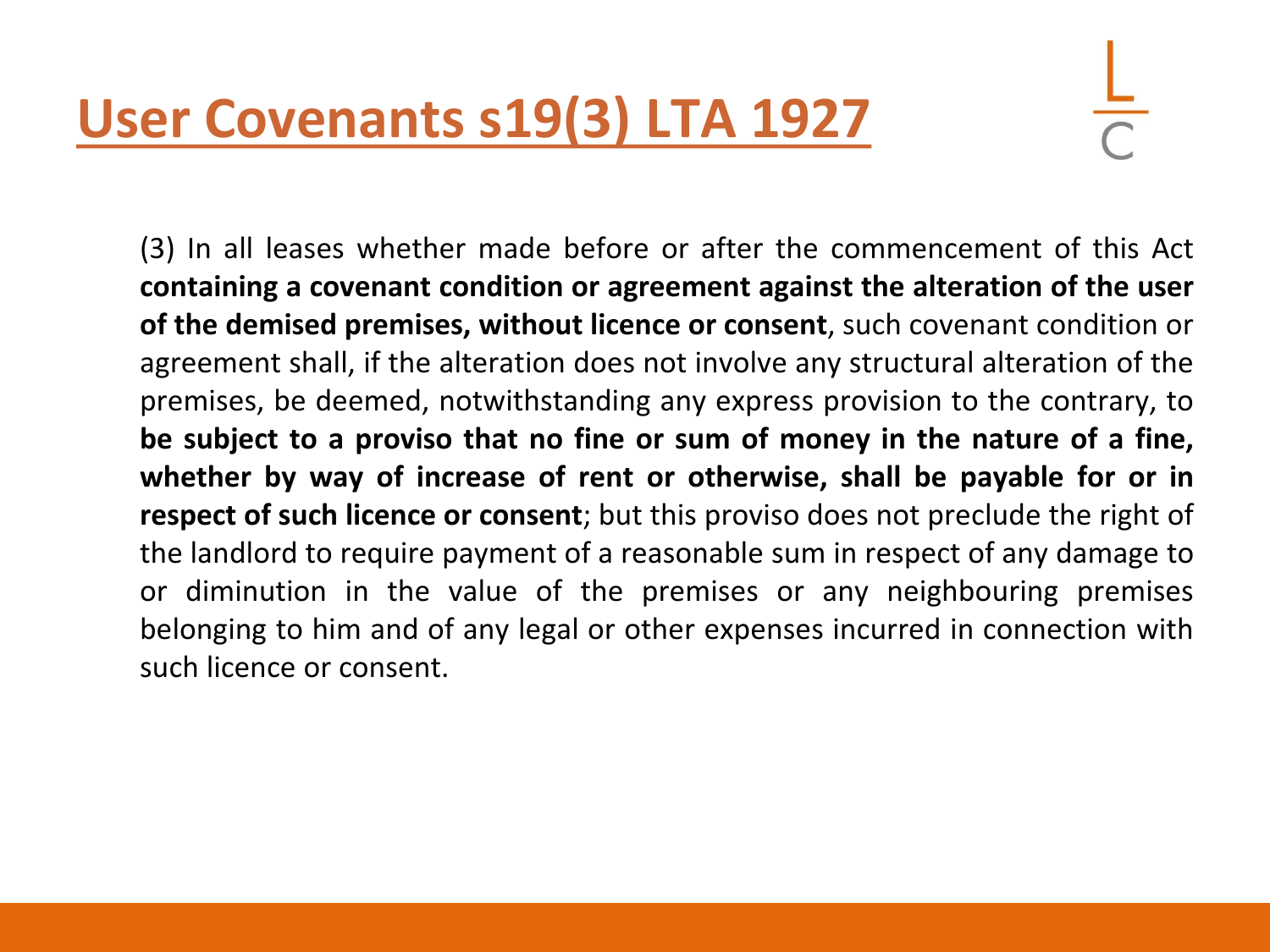# User Covenants s19(3) LTA 1927

(3) In all leases whether made before or after the commencement of this Act **containing a covenant condition or agreement against the alteration of the user of the demised premises, without licence or consent**, such covenant condition or agreement shall, if the alteration does not involve any structural alteration of the premises, be deemed, notwithstanding any express provision to the contrary, to **be subject to a proviso that no fine or sum of money in the nature of a fine, whether by way of increase of rent or otherwise, shall be payable for or in respect of such licence or consent**; but this proviso does not preclude the right of the landlord to require payment of a reasonable sum in respect of any damage to or diminution in the value of the premises or any neighbouring premises belonging to him and of any legal or other expenses incurred in connection with such licence or consent.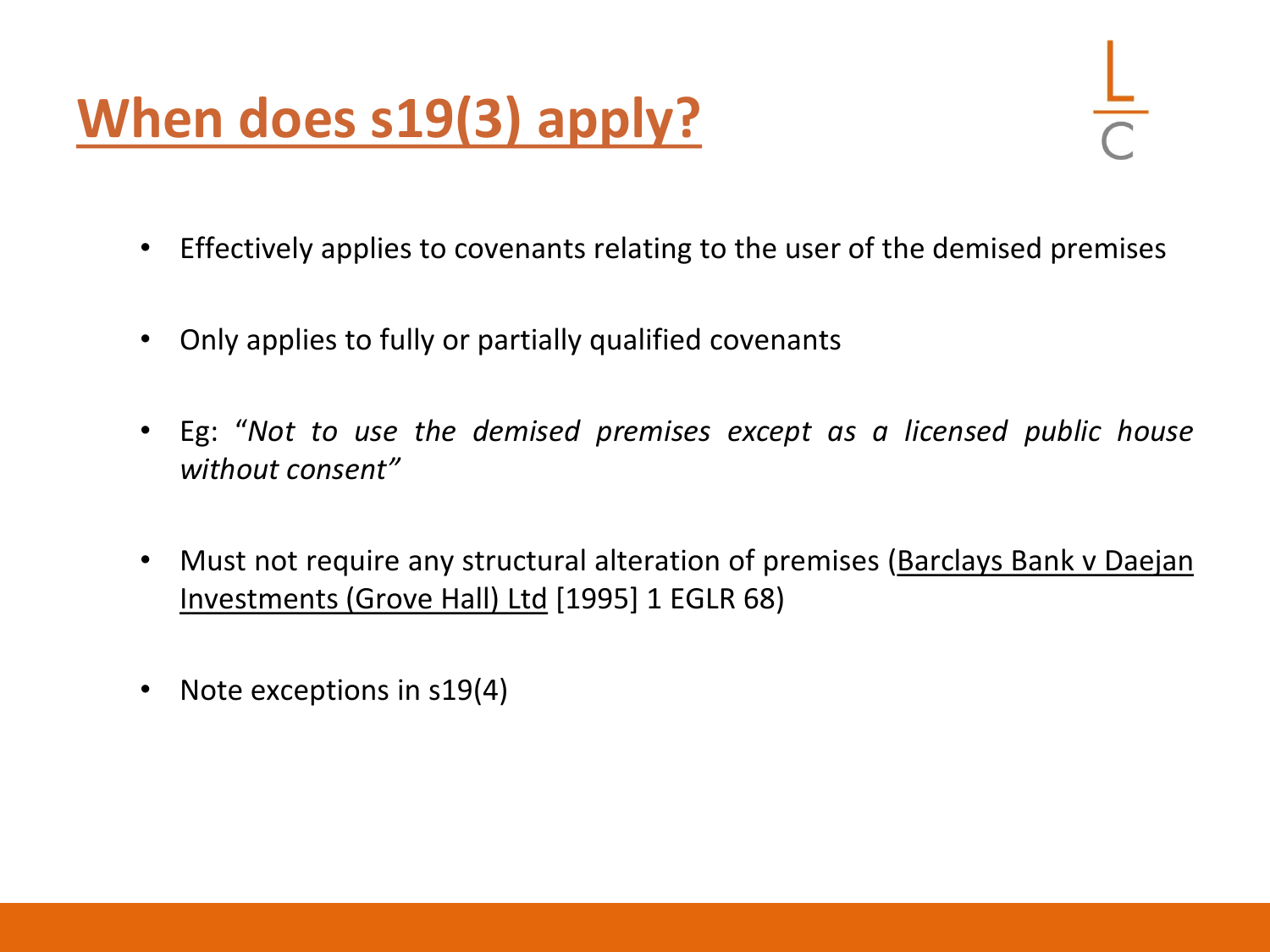# When does s19(3) apply?

- Effectively applies to covenants relating to the user of the demised premises
- Only applies to fully or partially qualified covenants
- Eg: "*Not to use the demised premises except as a licensed public house without consent*"
- Must not require any structural alteration of premises (Barclays Bank v Daejan Investments (Grove Hall) Ltd [1995] 1 EGLR 68)
- Note exceptions in s19(4)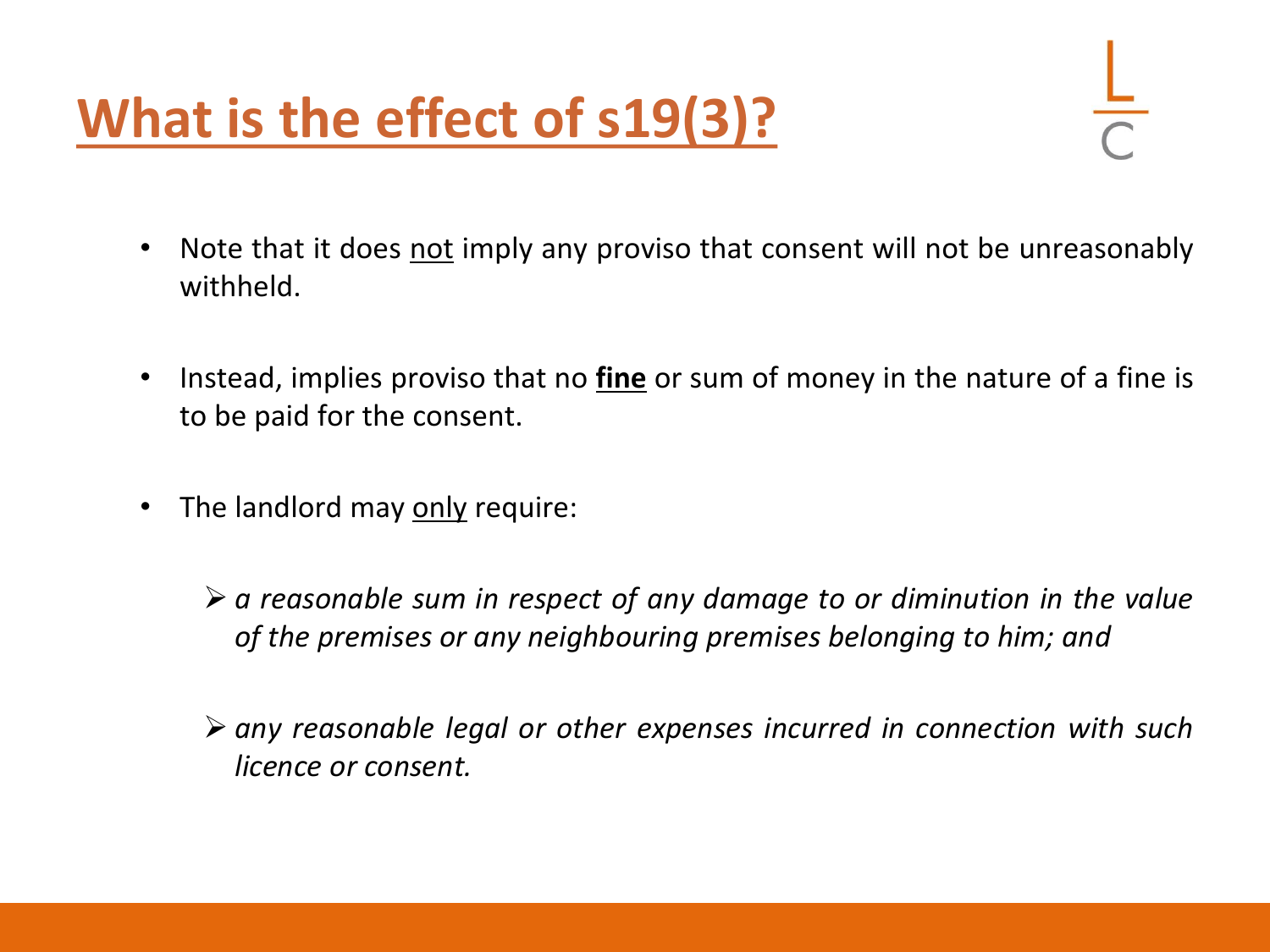# What is the effect of s19(3)?

- Note that it does not imply any proviso that consent will not be unreasonably withheld.

- Instead, implies proviso that no **fine** or sum of money in the nature of a fine is to be paid for the consent.

- The landlord may only require:

  - *a reasonable sum in respect of any damage to or diminution in the value of the premises or any neighbouring premises belonging to him; and*

  - *any reasonable legal or other expenses incurred in connection with such licence or consent.*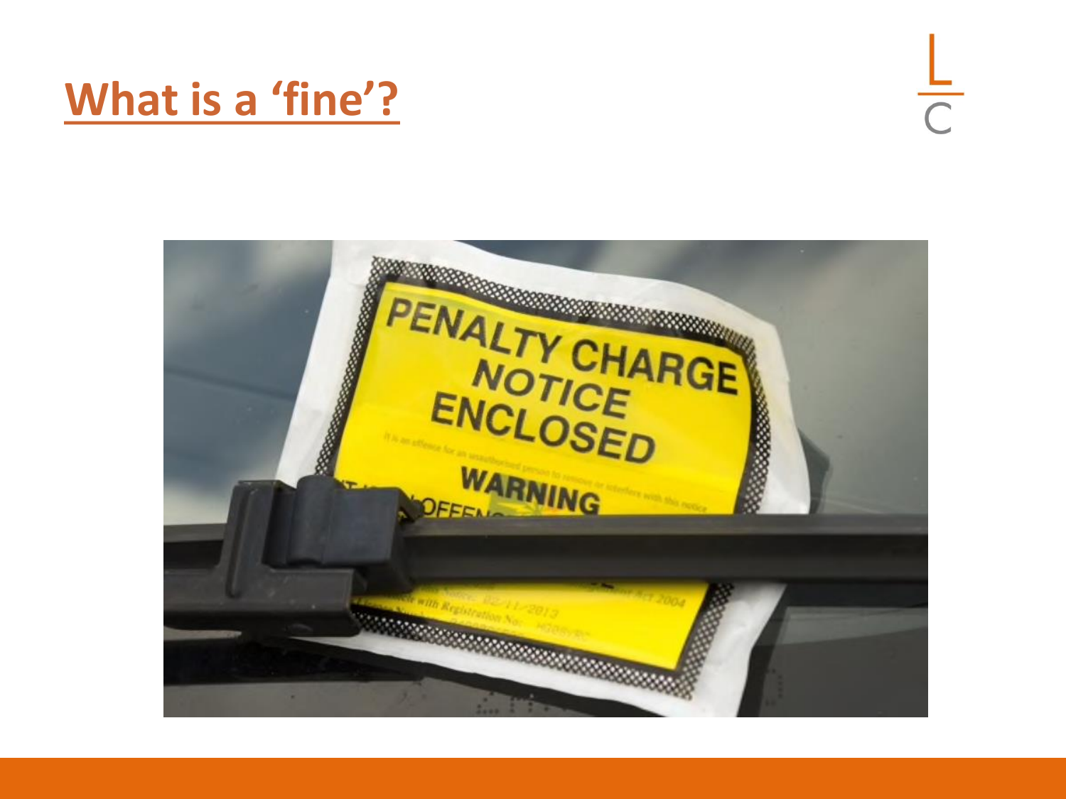# What is a 'fine'?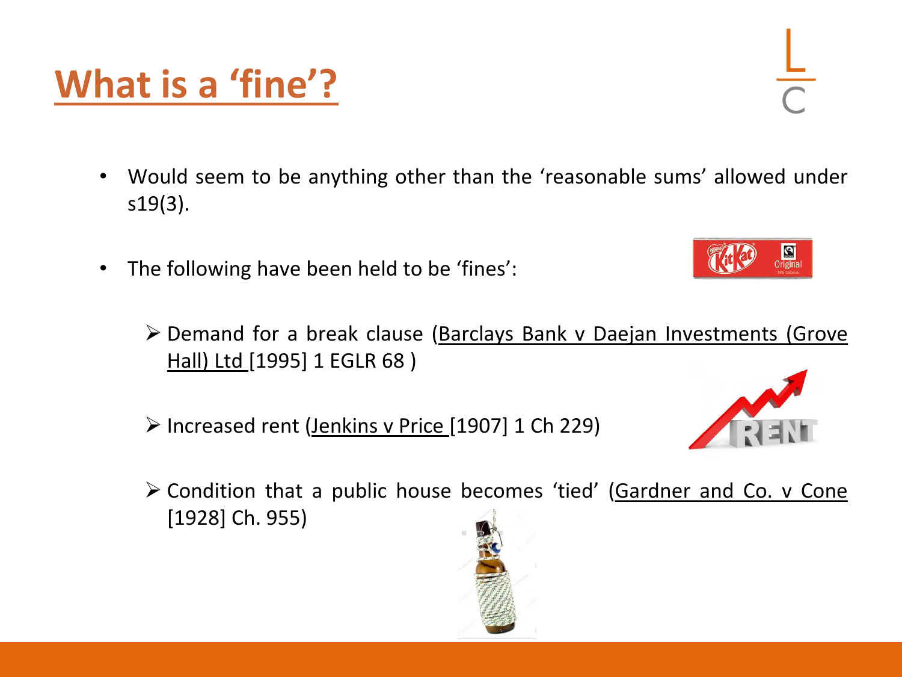# What is a 'fine'?

- Would seem to be anything other than the 'reasonable sums' allowed under s19(3).
- The following have been held to be 'fines':
  - Demand for a break clause (Barclays Bank v Daejan Investments (Grove Hall) Ltd [1995] 1 EGLR 68 )
  - Increased rent (Jenkins v Price [1907] 1 Ch 229)
  - Condition that a public house becomes 'tied' (Gardner and Co. v Cone [1928] Ch. 955)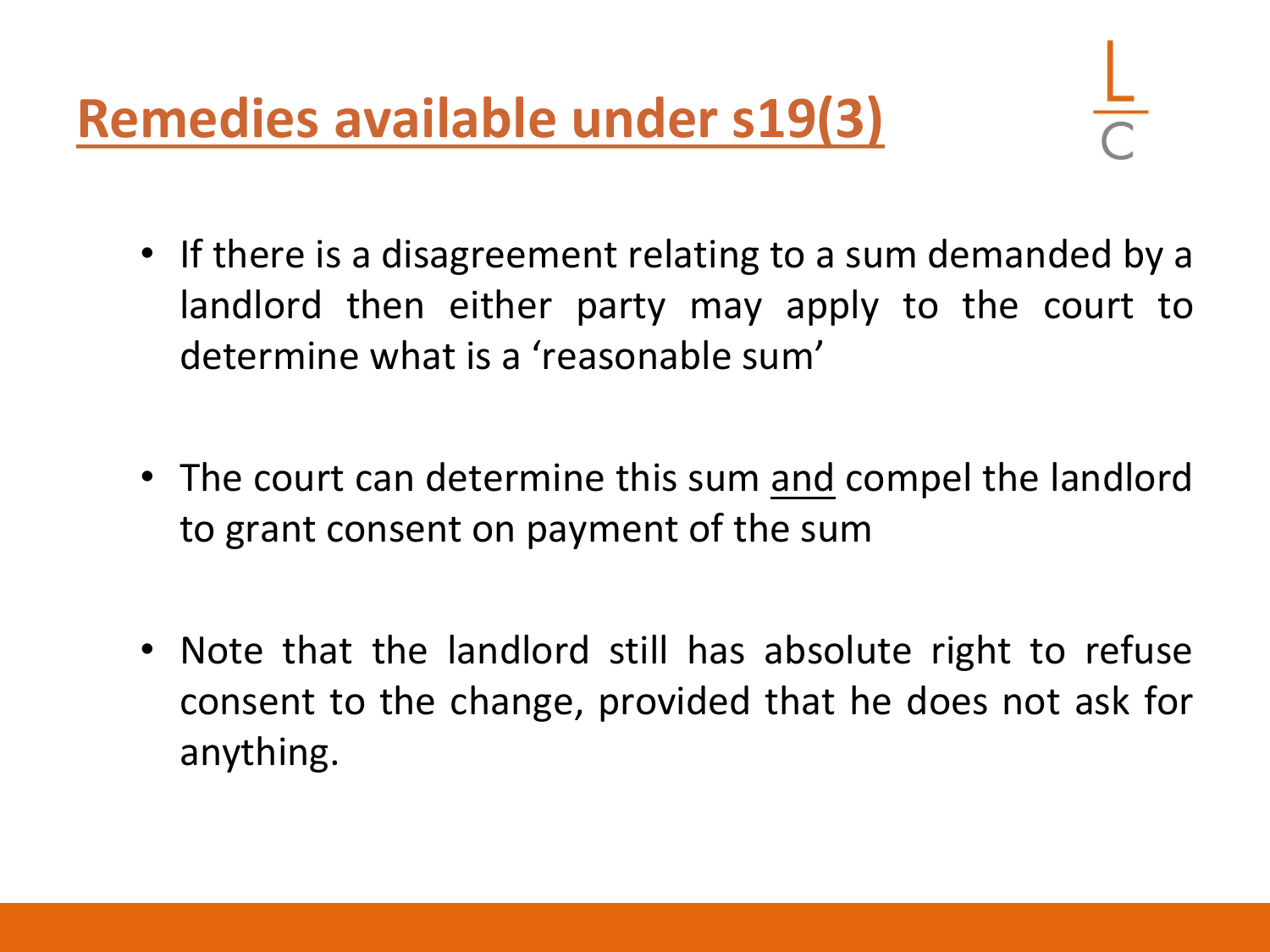# Remedies available under s19(3)

- If there is a disagreement relating to a sum demanded by a landlord then either party may apply to the court to determine what is a 'reasonable sum'

- The court can determine this sum <u>and</u> compel the landlord to grant consent on payment of the sum

- Note that the landlord still has absolute right to refuse consent to the change, provided that he does not ask for anything.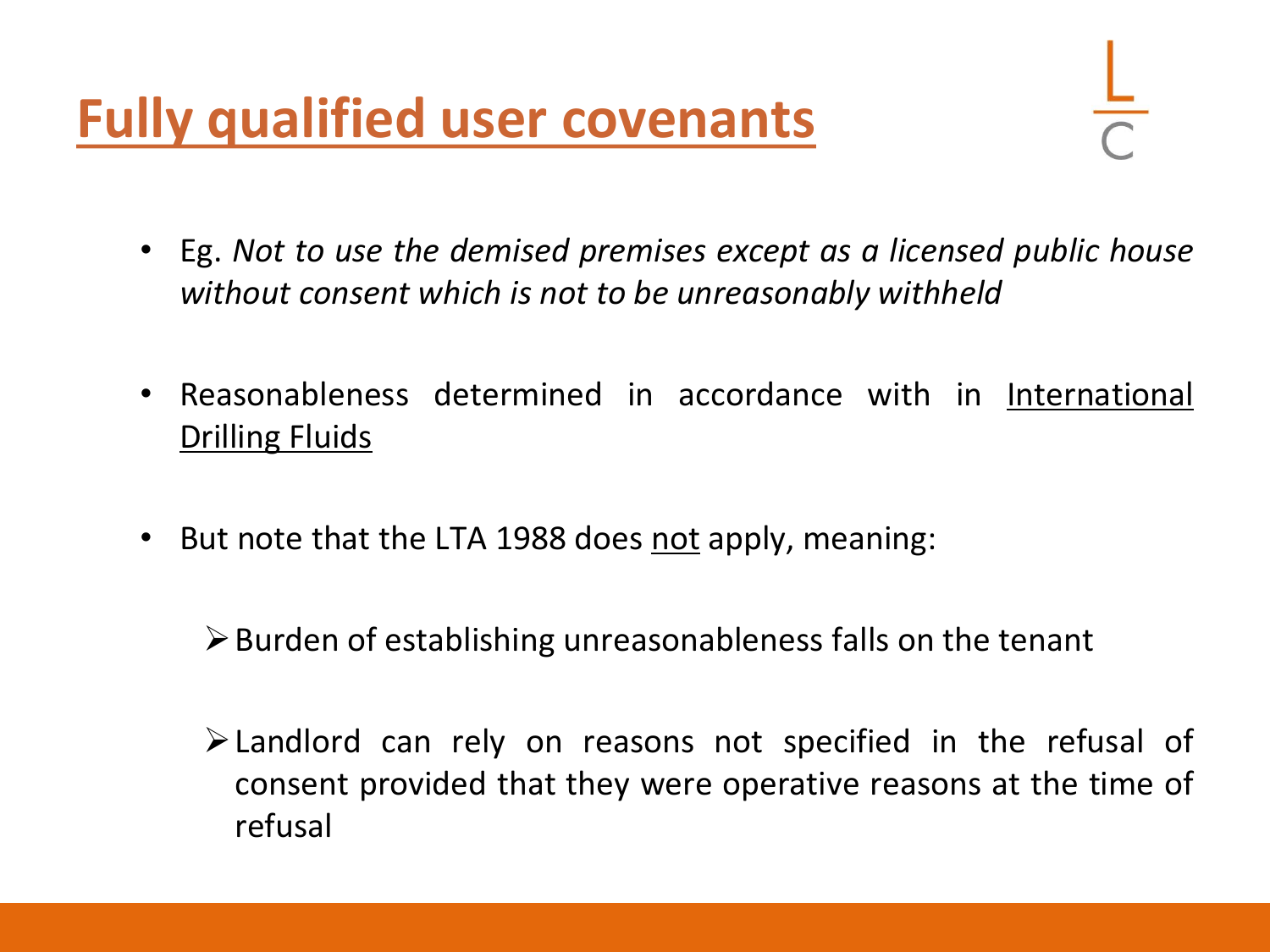# Fully qualified user covenants

- Eg. *Not to use the demised premises except as a licensed public house without consent which is not to be unreasonably withheld*

- Reasonableness determined in accordance with in International Drilling Fluids

- But note that the LTA 1988 does not apply, meaning:

  - Burden of establishing unreasonableness falls on the tenant

  - Landlord can rely on reasons not specified in the refusal of consent provided that they were operative reasons at the time of refusal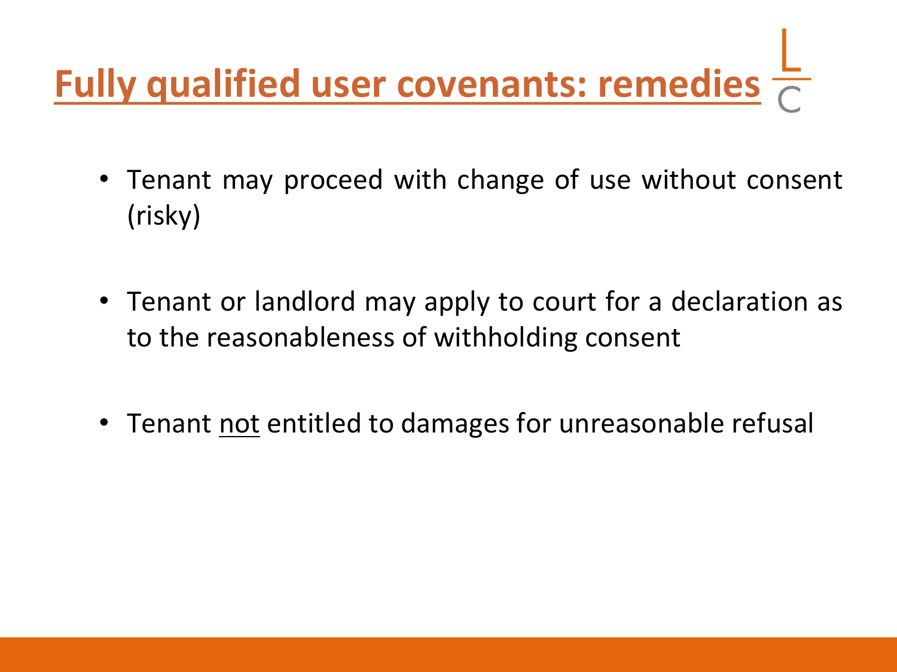# Fully qualified user covenants: remedies

- Tenant may proceed with change of use without consent (risky)
- Tenant or landlord may apply to court for a declaration as to the reasonableness of withholding consent
- Tenant <u>not</u> entitled to damages for unreasonable refusal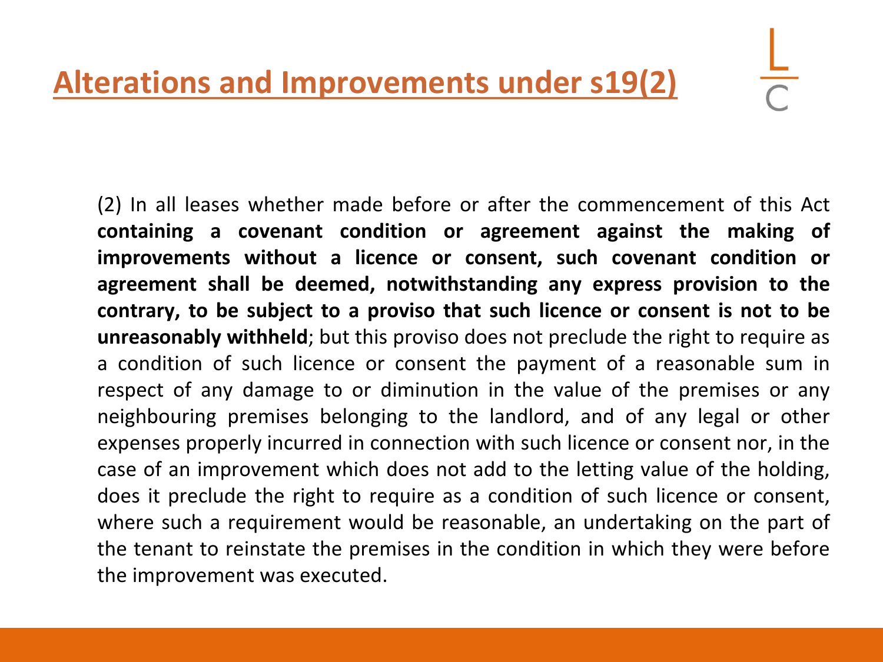## Alterations and Improvements under s19(2)

(2) In all leases whether made before or after the commencement of this Act **containing a covenant condition or agreement against the making of improvements without a licence or consent, such covenant condition or agreement shall be deemed, notwithstanding any express provision to the contrary, to be subject to a proviso that such licence or consent is not to be unreasonably withheld**; but this proviso does not preclude the right to require as a condition of such licence or consent the payment of a reasonable sum in respect of any damage to or diminution in the value of the premises or any neighbouring premises belonging to the landlord, and of any legal or other expenses properly incurred in connection with such licence or consent nor, in the case of an improvement which does not add to the letting value of the holding, does it preclude the right to require as a condition of such licence or consent, where such a requirement would be reasonable, an undertaking on the part of the tenant to reinstate the premises in the condition in which they were before the improvement was executed.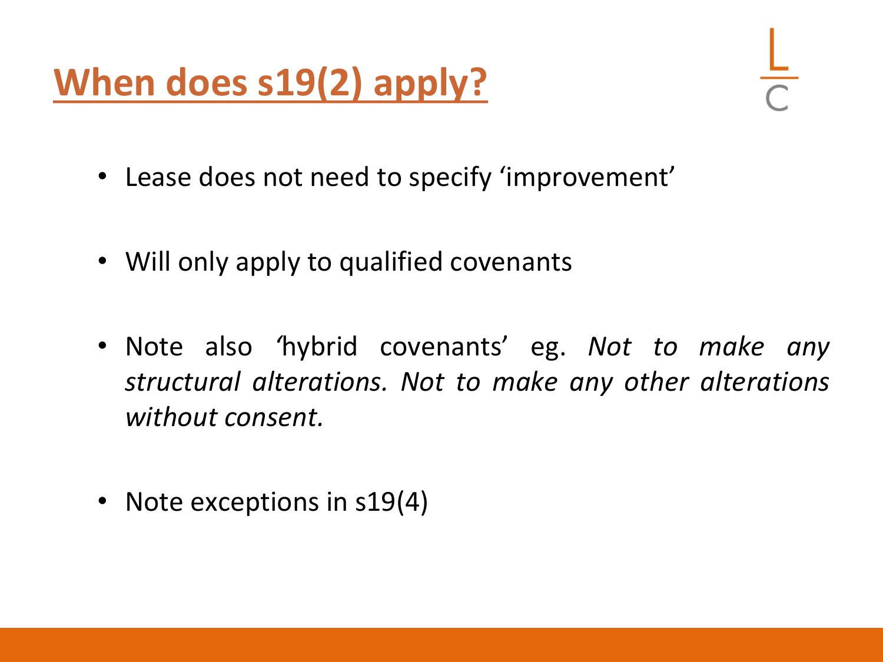# When does s19(2) apply?

- Lease does not need to specify 'improvement'

- Will only apply to qualified covenants

- Note also 'hybrid covenants' eg. *Not to make any structural alterations. Not to make any other alterations without consent.*

- Note exceptions in s19(4)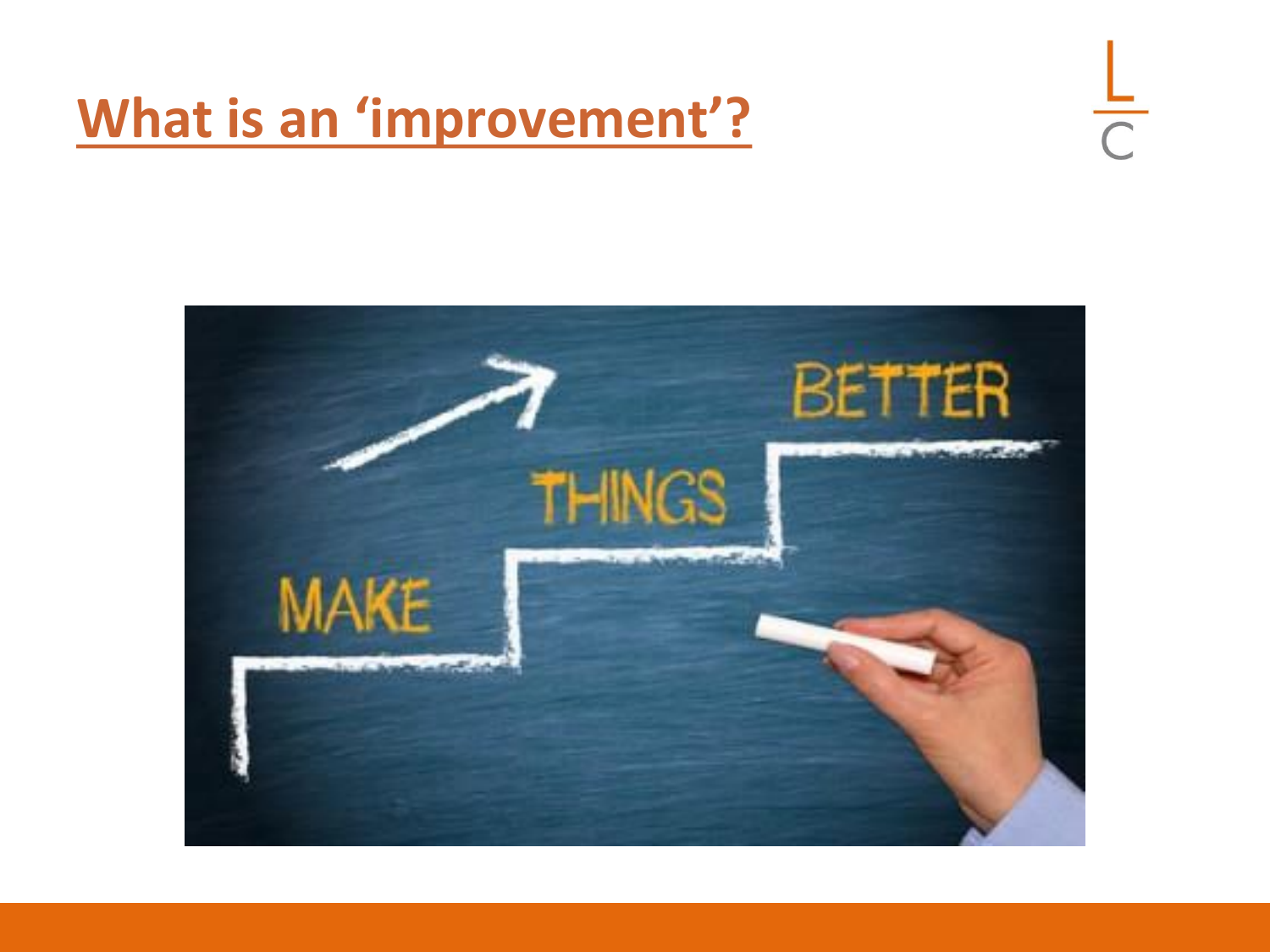# What is an 'improvement'?

MAKE THINGS BETTER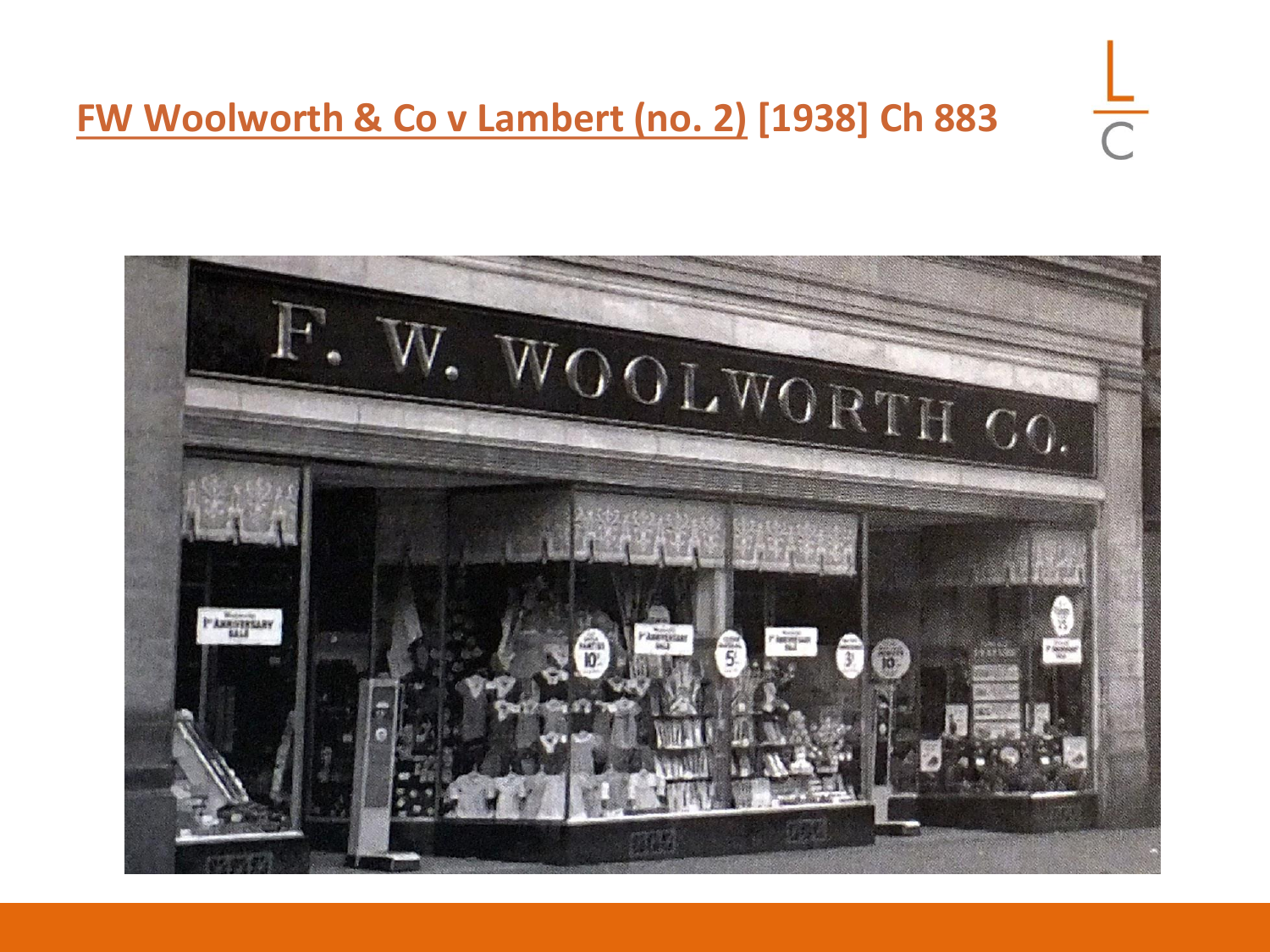# FW Woolworth & Co v Lambert (no. 2) [1938] Ch 883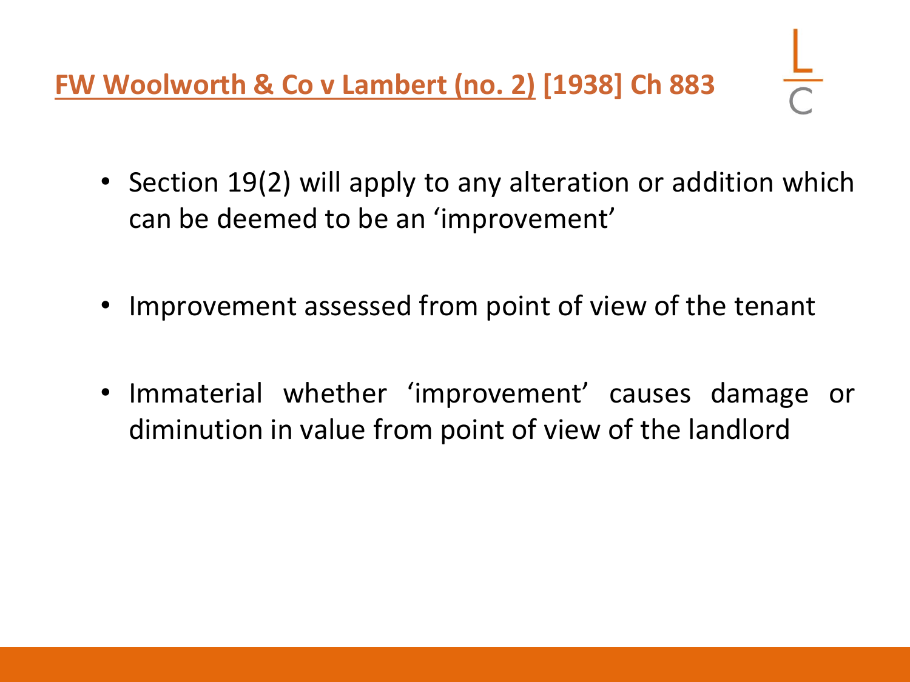## FW Woolworth & Co v Lambert (no. 2) [1938] Ch 883

- Section 19(2) will apply to any alteration or addition which can be deemed to be an 'improvement'
- Improvement assessed from point of view of the tenant
- Immaterial whether 'improvement' causes damage or diminution in value from point of view of the landlord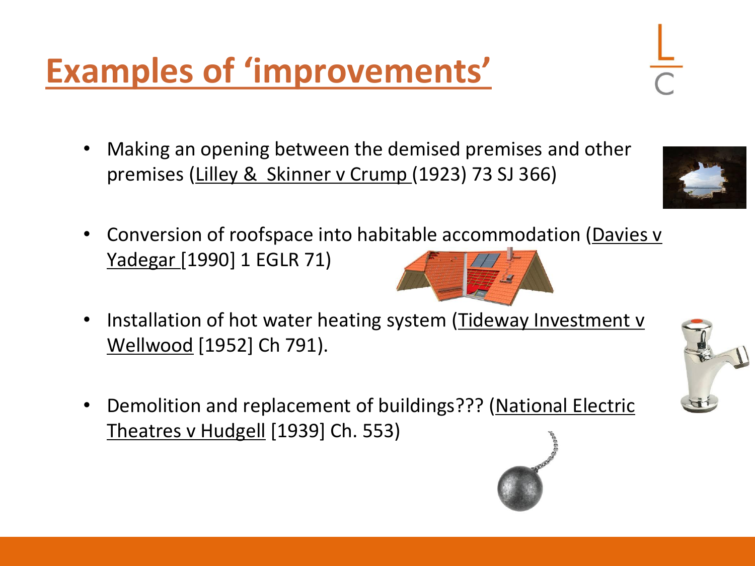# Examples of 'improvements'

- Making an opening between the demised premises and other premises (Lilley & Skinner v Crump (1923) 73 SJ 366)
- Conversion of roofspace into habitable accommodation (Davies v Yadegar [1990] 1 EGLR 71)
- Installation of hot water heating system (Tideway Investment v Wellwood [1952] Ch 791).
- Demolition and replacement of buildings??? (National Electric Theatres v Hudgell [1939] Ch. 553)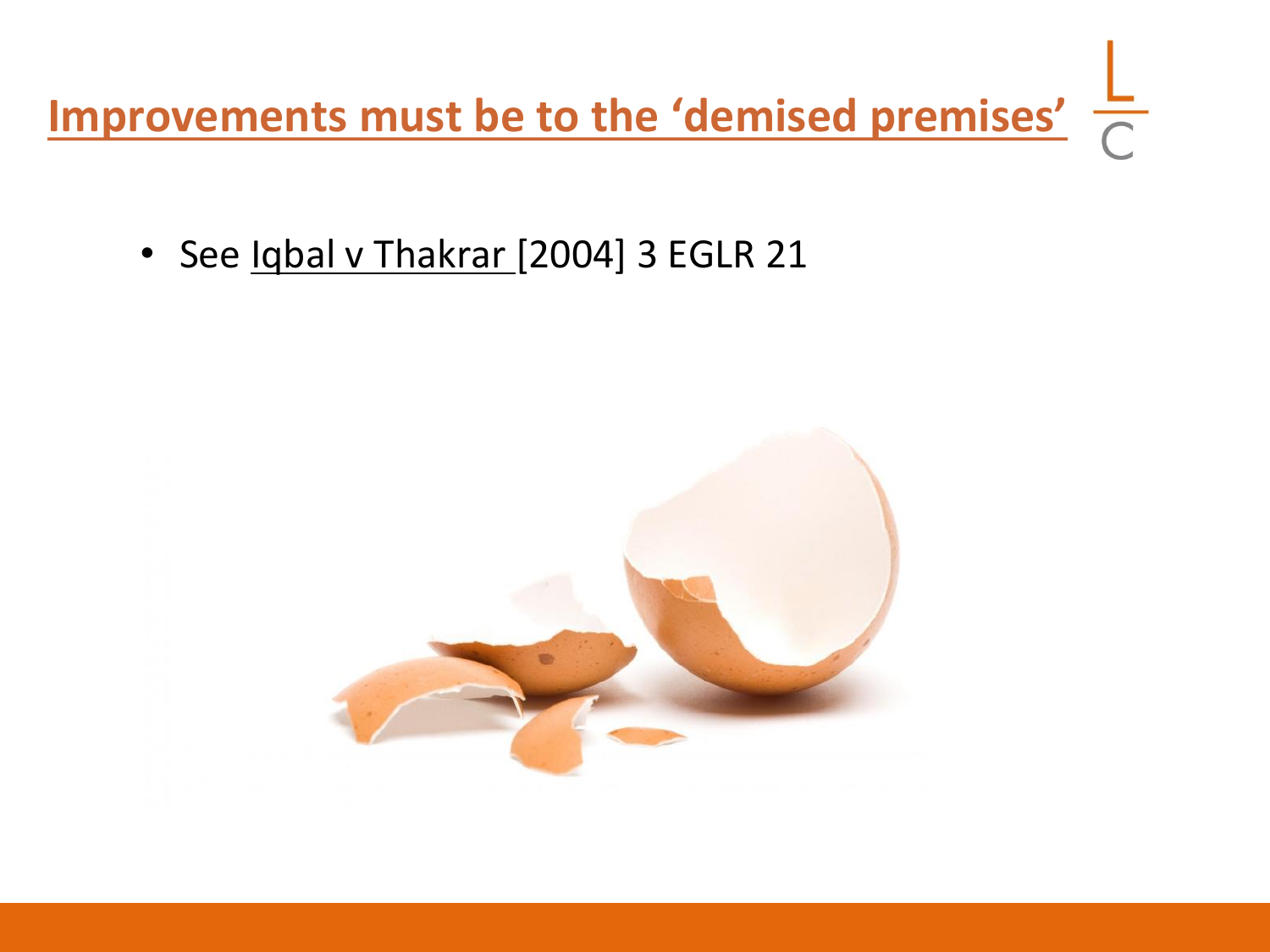# Improvements must be to the 'demised premises'

- See Iqbal v Thakrar [2004] 3 EGLR 21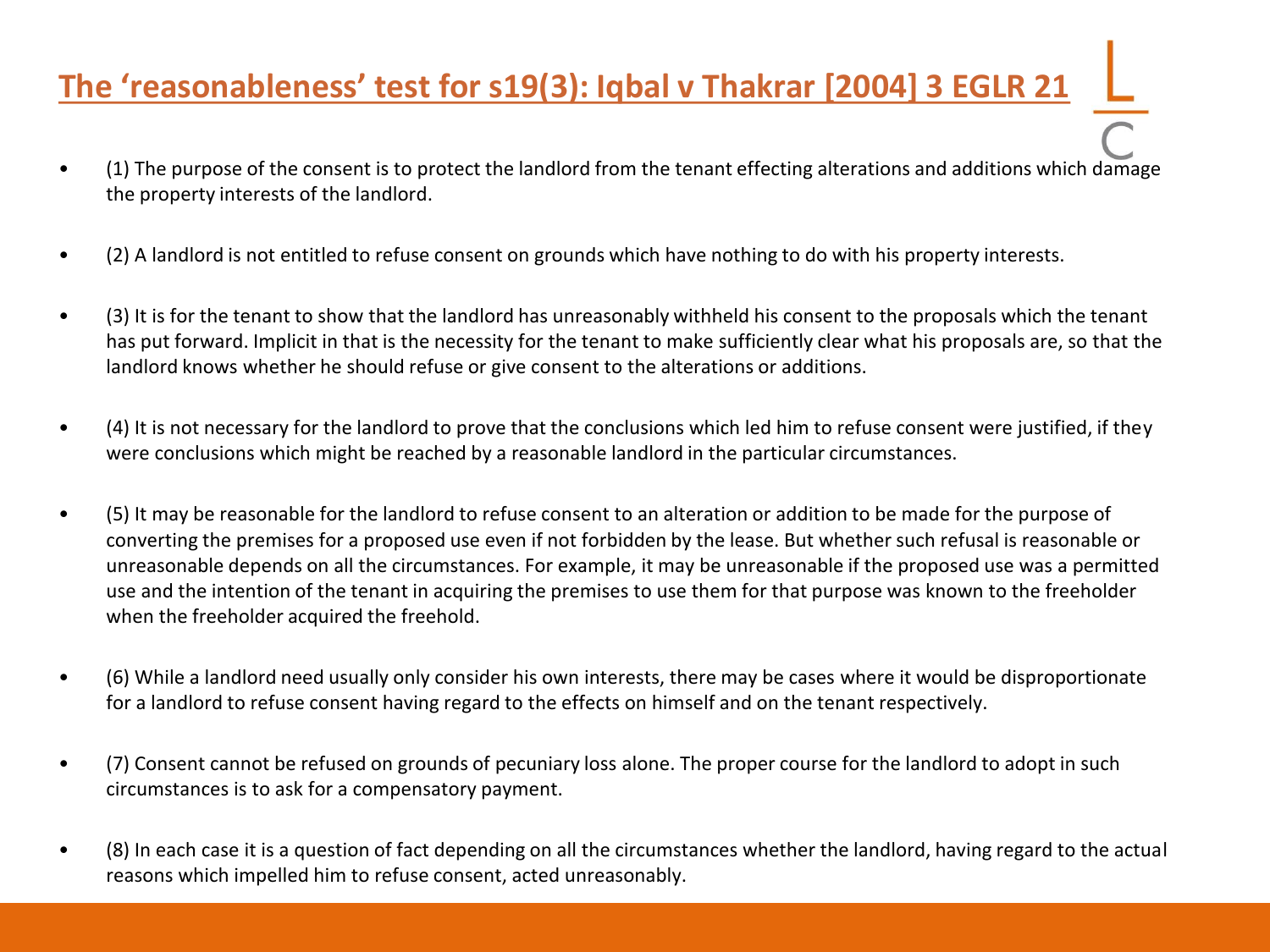## The 'reasonableness' test for s19(3): Iqbal v Thakrar [2004] 3 EGLR 21

- (1) The purpose of the consent is to protect the landlord from the tenant effecting alterations and additions which damage the property interests of the landlord.
- (2) A landlord is not entitled to refuse consent on grounds which have nothing to do with his property interests.
- (3) It is for the tenant to show that the landlord has unreasonably withheld his consent to the proposals which the tenant has put forward. Implicit in that is the necessity for the tenant to make sufficiently clear what his proposals are, so that the landlord knows whether he should refuse or give consent to the alterations or additions.
- (4) It is not necessary for the landlord to prove that the conclusions which led him to refuse consent were justified, if they were conclusions which might be reached by a reasonable landlord in the particular circumstances.
- (5) It may be reasonable for the landlord to refuse consent to an alteration or addition to be made for the purpose of converting the premises for a proposed use even if not forbidden by the lease. But whether such refusal is reasonable or unreasonable depends on all the circumstances. For example, it may be unreasonable if the proposed use was a permitted use and the intention of the tenant in acquiring the premises to use them for that purpose was known to the freeholder when the freeholder acquired the freehold.
- (6) While a landlord need usually only consider his own interests, there may be cases where it would be disproportionate for a landlord to refuse consent having regard to the effects on himself and on the tenant respectively.
- (7) Consent cannot be refused on grounds of pecuniary loss alone. The proper course for the landlord to adopt in such circumstances is to ask for a compensatory payment.
- (8) In each case it is a question of fact depending on all the circumstances whether the landlord, having regard to the actual reasons which impelled him to refuse consent, acted unreasonably.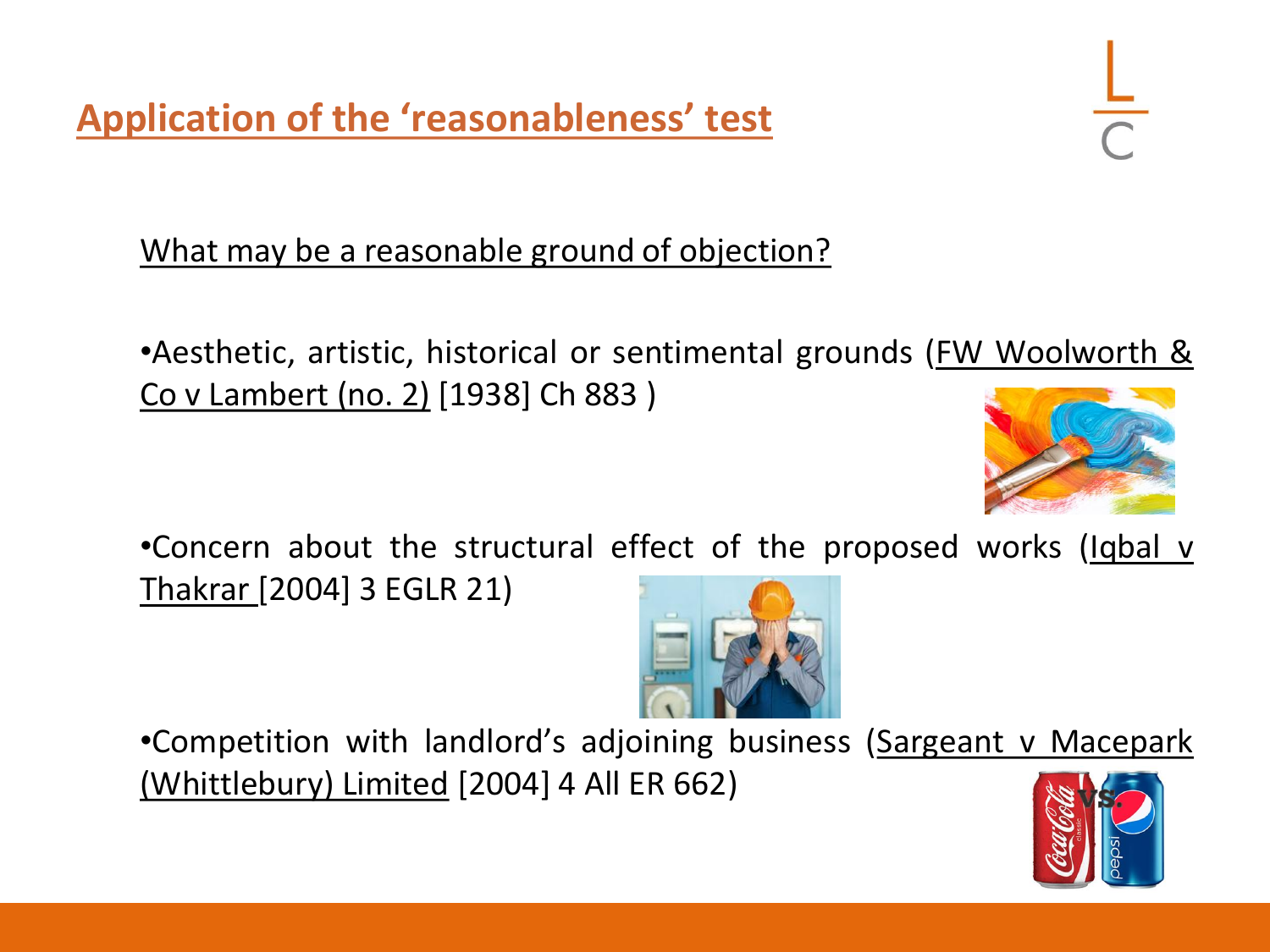## Application of the 'reasonableness' test

What may be a reasonable ground of objection?

- Aesthetic, artistic, historical or sentimental grounds (FW Woolworth & Co v Lambert (no. 2) [1938] Ch 883 )
- Concern about the structural effect of the proposed works (Iqbal v Thakrar [2004] 3 EGLR 21)
- Competition with landlord's adjoining business (Sargeant v Macepark (Whittlebury) Limited [2004] 4 All ER 662)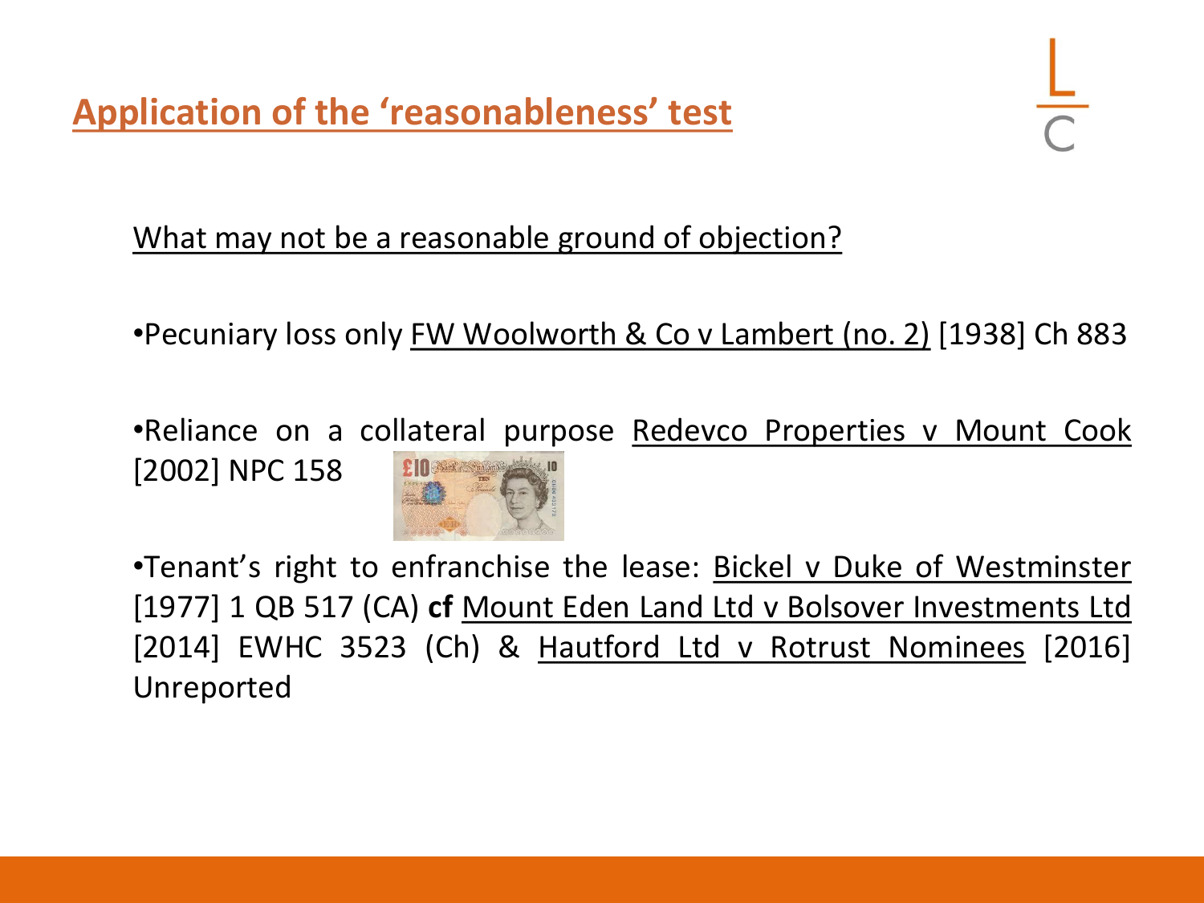# Application of the 'reasonableness' test

What may not be a reasonable ground of objection?

- Pecuniary loss only FW Woolworth & Co v Lambert (no. 2) [1938] Ch 883
- Reliance on a collateral purpose Redevco Properties v Mount Cook [2002] NPC 158
- Tenant's right to enfranchise the lease: Bickel v Duke of Westminster [1977] 1 QB 517 (CA) **cf** Mount Eden Land Ltd v Bolsover Investments Ltd [2014] EWHC 3523 (Ch) & Hautford Ltd v Rotrust Nominees [2016] Unreported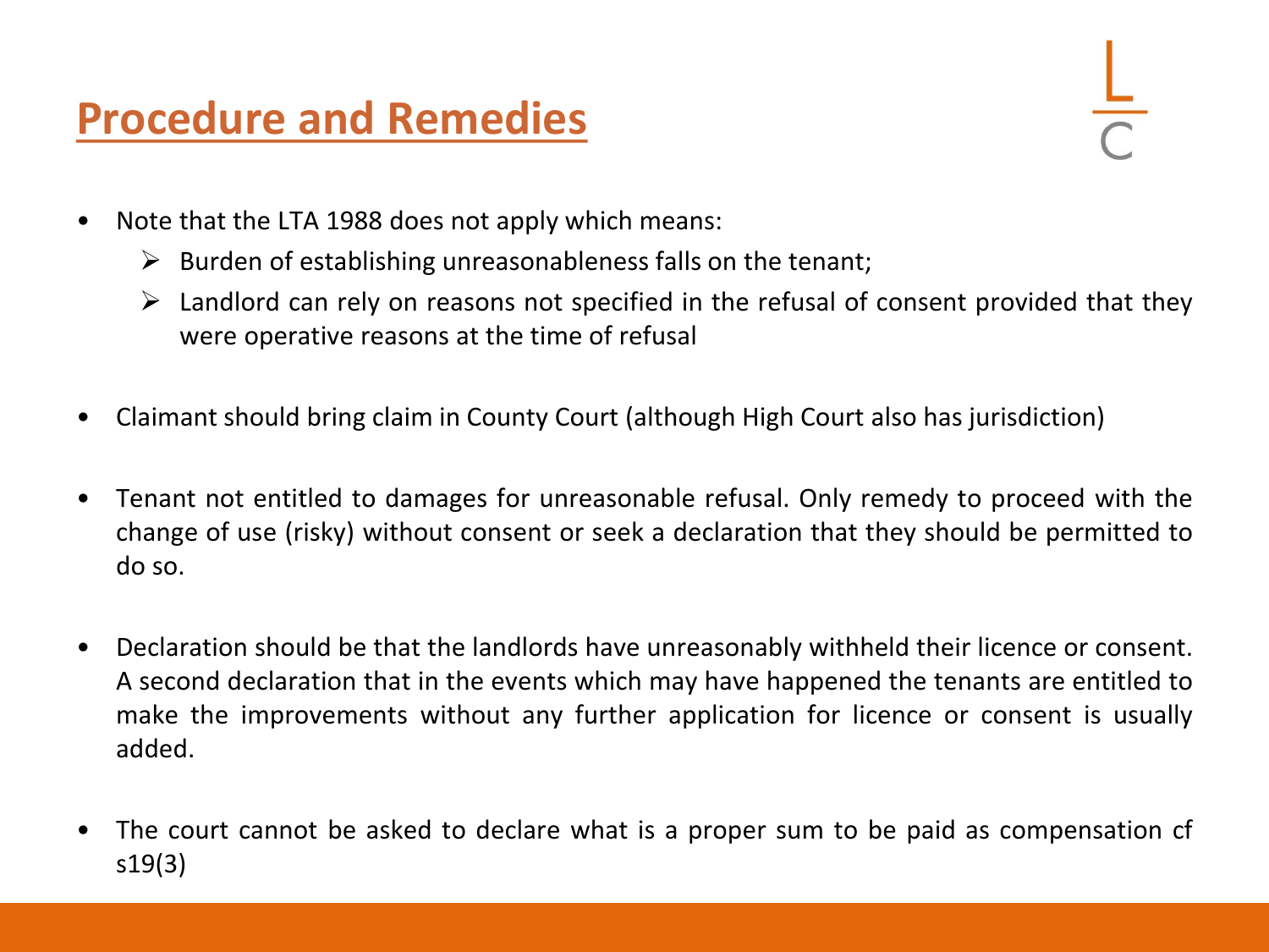# Procedure and Remedies

- Note that the LTA 1988 does not apply which means:
  - Burden of establishing unreasonableness falls on the tenant;
  - Landlord can rely on reasons not specified in the refusal of consent provided that they were operative reasons at the time of refusal

- Claimant should bring claim in County Court (although High Court also has jurisdiction)

- Tenant not entitled to damages for unreasonable refusal. Only remedy to proceed with the change of use (risky) without consent or seek a declaration that they should be permitted to do so.

- Declaration should be that the landlords have unreasonably withheld their licence or consent. A second declaration that in the events which may have happened the tenants are entitled to make the improvements without any further application for licence or consent is usually added.

- The court cannot be asked to declare what is a proper sum to be paid as compensation cf s19(3)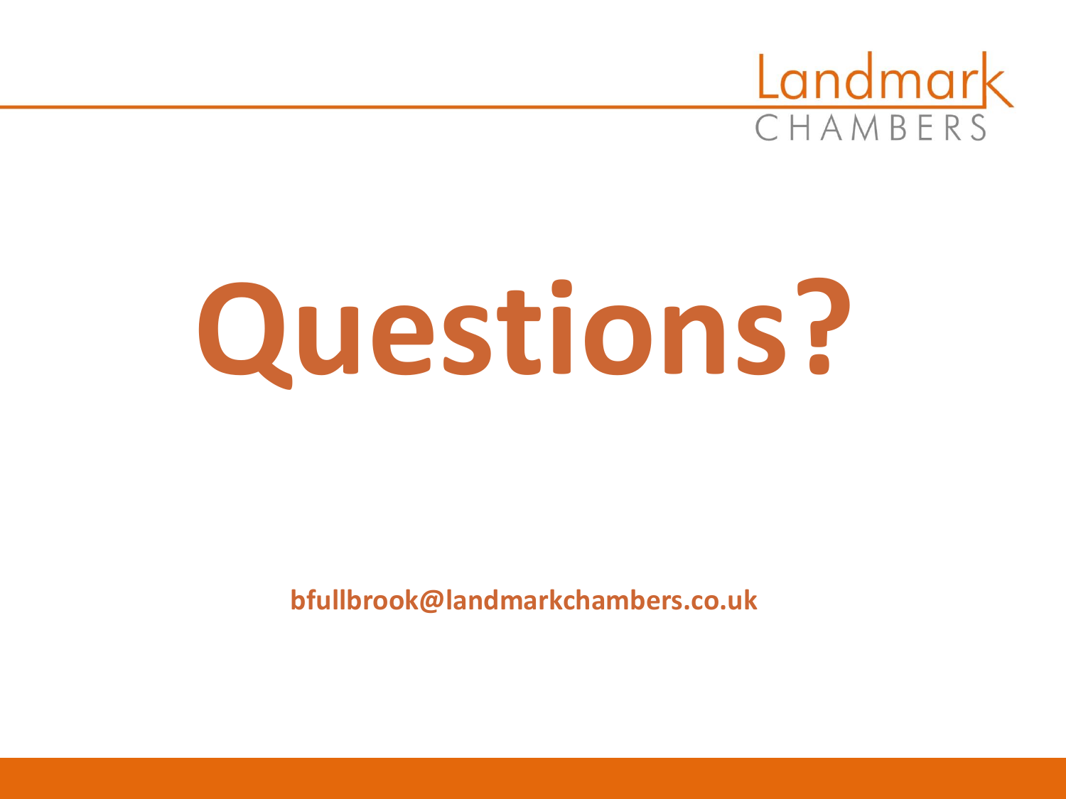# Questions?

**bfullbrook@landmarkchambers.co.uk**